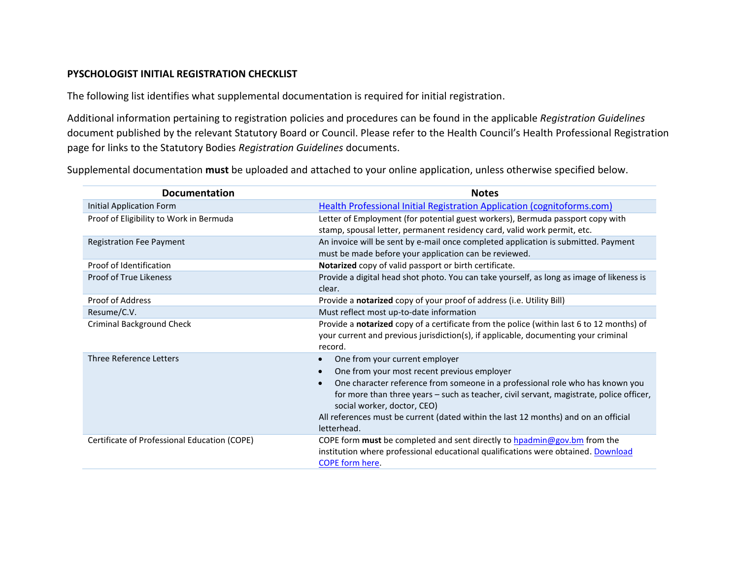**PYSCHOLOGIST INITIAL REGISTRATION CHECKLIST**

The following list identifies what supplemental documentation is required for initial registration.

Additional information pertaining to registration policies and procedures can be found in the applicable *Registration Guidelines* document published by the relevant Statutory Board or Council. Please refer to the Health Council's Health Professional Registration page for links to the Statutory Bodies *Registration Guidelines* documents.

Supplemental documentation **must** be uploaded and attached to your online application, unless otherwise specified below.

| Documentation | Notes |
|---|---|
| Initial Application Form | Health Professional Initial Registration Application (cognitoforms.com) |
| Proof of Eligibility to Work in Bermuda | Letter of Employment (for potential guest workers), Bermuda passport copy with stamp, spousal letter, permanent residency card, valid work permit, etc. |
| Registration Fee Payment | An invoice will be sent by e-mail once completed application is submitted. Payment must be made before your application can be reviewed. |
| Proof of Identification | **Notarized** copy of valid passport or birth certificate. |
| Proof of True Likeness | Provide a digital head shot photo. You can take yourself, as long as image of likeness is clear. |
| Proof of Address | Provide a **notarized** copy of your proof of address (i.e. Utility Bill) |
| Resume/C.V. | Must reflect most up-to-date information |
| Criminal Background Check | Provide a **notarized** copy of a certificate from the police (within last 6 to 12 months) of your current and previous jurisdiction(s), if applicable, documenting your criminal record. |
| Three Reference Letters | • One from your current employer<br>• One from your most recent previous employer<br>• One character reference from someone in a professional role who has known you for more than three years – such as teacher, civil servant, magistrate, police officer, social worker, doctor, CEO)<br>All references must be current (dated within the last 12 months) and on an official letterhead. |
| Certificate of Professional Education (COPE) | COPE form **must** be completed and sent directly to hpadmin@gov.bm from the institution where professional educational qualifications were obtained. Download COPE form here. |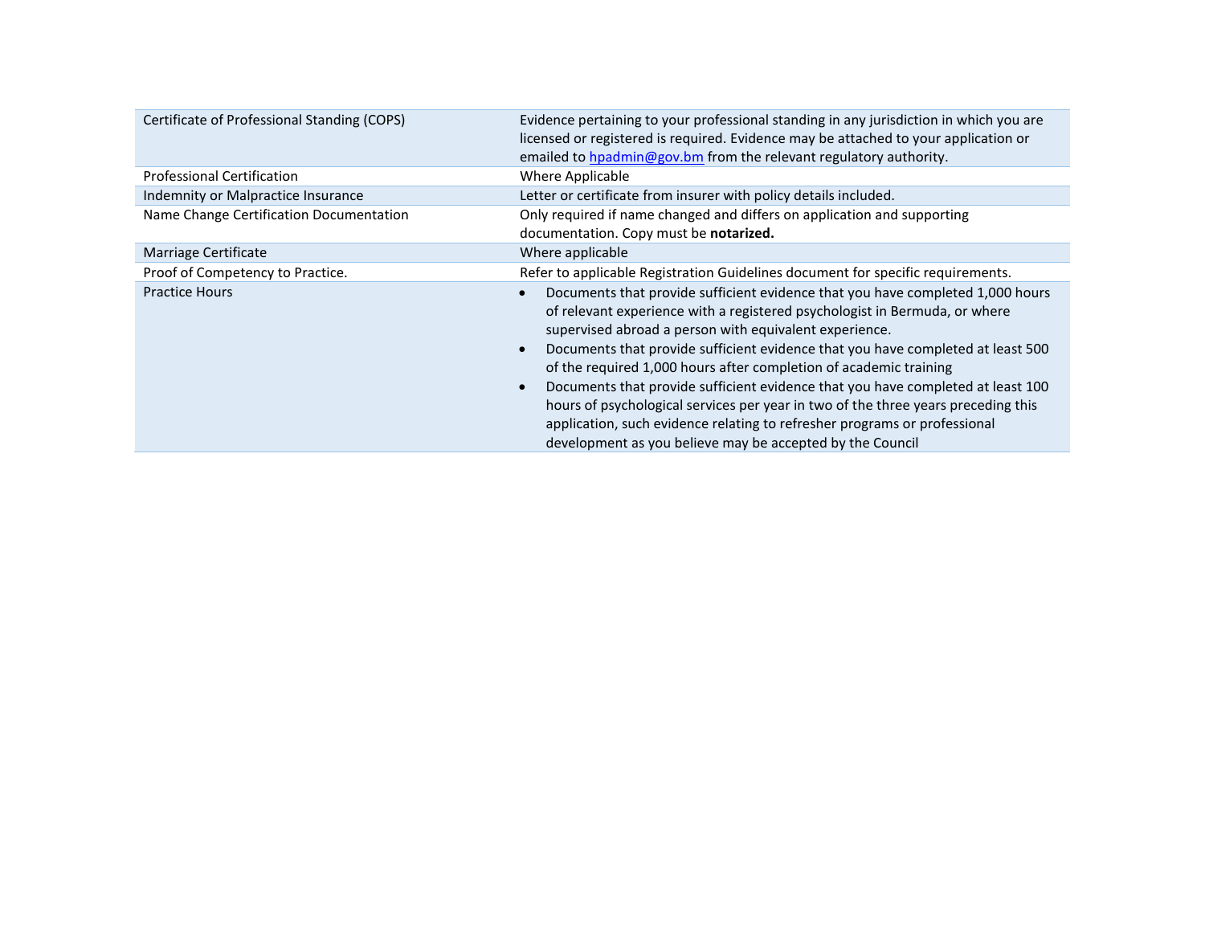| | |
|---|---|
| Certificate of Professional Standing (COPS) | Evidence pertaining to your professional standing in any jurisdiction in which you are licensed or registered is required. Evidence may be attached to your application or emailed to hpadmin@gov.bm from the relevant regulatory authority. |
| Professional Certification | Where Applicable |
| Indemnity or Malpractice Insurance | Letter or certificate from insurer with policy details included. |
| Name Change Certification Documentation | Only required if name changed and differs on application and supporting documentation. Copy must be **notarized.** |
| Marriage Certificate | Where applicable |
| Proof of Competency to Practice. | Refer to applicable Registration Guidelines document for specific requirements. |
| Practice Hours | • Documents that provide sufficient evidence that you have completed 1,000 hours of relevant experience with a registered psychologist in Bermuda, or where supervised abroad a person with equivalent experience.<br>• Documents that provide sufficient evidence that you have completed at least 500 of the required 1,000 hours after completion of academic training<br>• Documents that provide sufficient evidence that you have completed at least 100 hours of psychological services per year in two of the three years preceding this application, such evidence relating to refresher programs or professional development as you believe may be accepted by the Council |